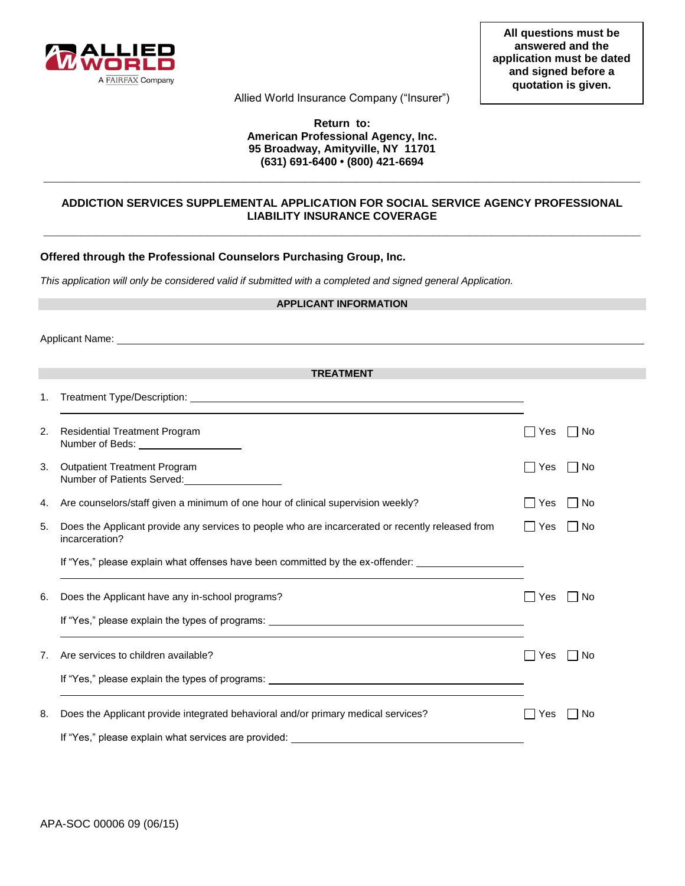ALLIED WORLD
A FAIRFAX Company

**All questions must be answered and the application must be dated and signed before a quotation is given.**

Allied World Insurance Company ("Insurer")

**Return to:**
**American Professional Agency, Inc.**
**95 Broadway, Amityville, NY 11701**
**(631) 691-6400 • (800) 421-6694**

---

## ADDICTION SERVICES SUPPLEMENTAL APPLICATION FOR SOCIAL SERVICE AGENCY PROFESSIONAL LIABILITY INSURANCE COVERAGE

---

**Offered through the Professional Counselors Purchasing Group, Inc.**

*This application will only be considered valid if submitted with a completed and signed general Application.*

### APPLICANT INFORMATION

Applicant Name: ______________________________________________

### TREATMENT

1. Treatment Type/Description: ______________________________________________
______________________________________________

2. Residential Treatment Program ☐ Yes ☐ No
Number of Beds: ____________

3. Outpatient Treatment Program ☐ Yes ☐ No
Number of Patients Served: ____________

4. Are counselors/staff given a minimum of one hour of clinical supervision weekly? ☐ Yes ☐ No

5. Does the Applicant provide any services to people who are incarcerated or recently released from incarceration? ☐ Yes ☐ No

   If "Yes," please explain what offenses have been committed by the ex-offender: ____________
   ______________________________________________

6. Does the Applicant have any in-school programs? ☐ Yes ☐ No

   If "Yes," please explain the types of programs: ____________
   ______________________________________________

7. Are services to children available? ☐ Yes ☐ No

   If "Yes," please explain the types of programs: ____________
   ______________________________________________

8. Does the Applicant provide integrated behavioral and/or primary medical services? ☐ Yes ☐ No

   If "Yes," please explain what services are provided: ____________

APA-SOC 00006 09 (06/15)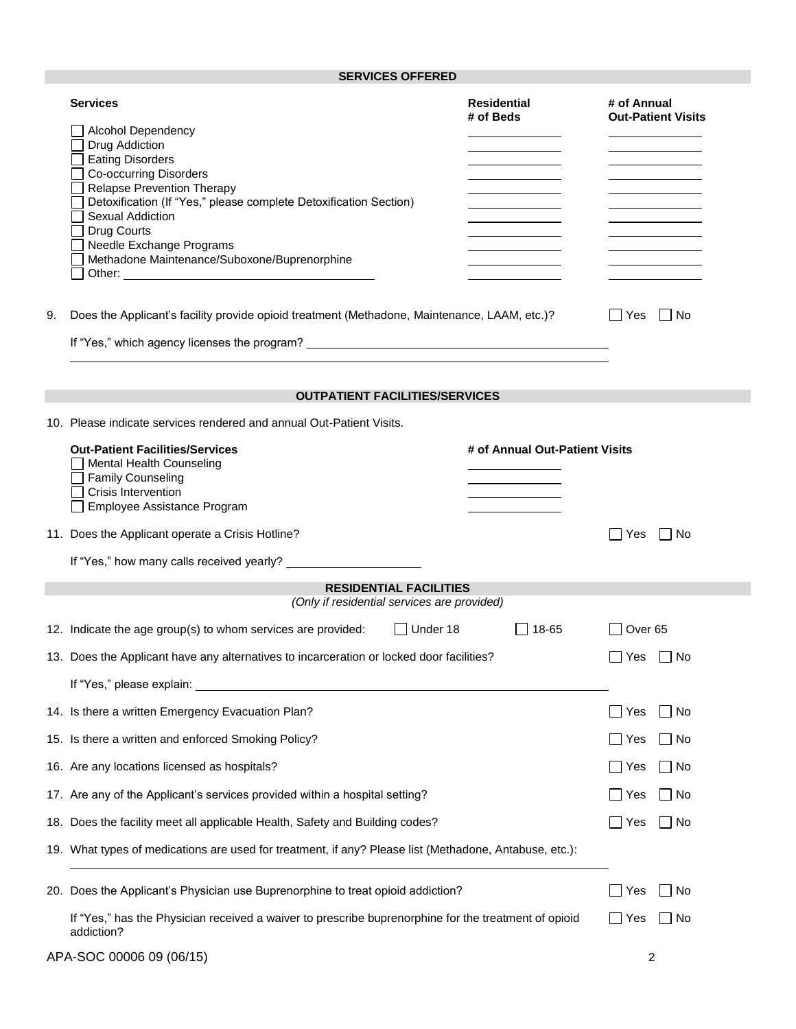## SERVICES OFFERED

| Services | Residential # of Beds | # of Annual Out-Patient Visits |
|---|---|---|
| ☐ Alcohol Dependency | | |
| ☐ Drug Addiction | | |
| ☐ Eating Disorders | | |
| ☐ Co-occurring Disorders | | |
| ☐ Relapse Prevention Therapy | | |
| ☐ Detoxification (If "Yes," please complete Detoxification Section) | | |
| ☐ Sexual Addiction | | |
| ☐ Drug Courts | | |
| ☐ Needle Exchange Programs | | |
| ☐ Methadone Maintenance/Suboxone/Buprenorphine | | |
| ☐ Other: ______________________ | | |

9. Does the Applicant's facility provide opioid treatment (Methadone, Maintenance, LAAM, etc.)? ☐ Yes ☐ No

   If "Yes," which agency licenses the program? ______________________

## OUTPATIENT FACILITIES/SERVICES

10. Please indicate services rendered and annual Out-Patient Visits.

| Out-Patient Facilities/Services | # of Annual Out-Patient Visits |
|---|---|
| ☐ Mental Health Counseling | |
| ☐ Family Counseling | |
| ☐ Crisis Intervention | |
| ☐ Employee Assistance Program | |

11. Does the Applicant operate a Crisis Hotline? ☐ Yes ☐ No

    If "Yes," how many calls received yearly? ______________________

## RESIDENTIAL FACILITIES

*(Only if residential services are provided)*

12. Indicate the age group(s) to whom services are provided: ☐ Under 18 ☐ 18-65 ☐ Over 65

13. Does the Applicant have any alternatives to incarceration or locked door facilities? ☐ Yes ☐ No

    If "Yes," please explain: ______________________

14. Is there a written Emergency Evacuation Plan? ☐ Yes ☐ No

15. Is there a written and enforced Smoking Policy? ☐ Yes ☐ No

16. Are any locations licensed as hospitals? ☐ Yes ☐ No

17. Are any of the Applicant's services provided within a hospital setting? ☐ Yes ☐ No

18. Does the facility meet all applicable Health, Safety and Building codes? ☐ Yes ☐ No

19. What types of medications are used for treatment, if any? Please list (Methadone, Antabuse, etc.):

    ______________________

20. Does the Applicant's Physician use Buprenorphine to treat opioid addiction? ☐ Yes ☐ No

    If "Yes," has the Physician received a waiver to prescribe buprenorphine for the treatment of opioid addiction? ☐ Yes ☐ No

APA-SOC 00006 09 (06/15)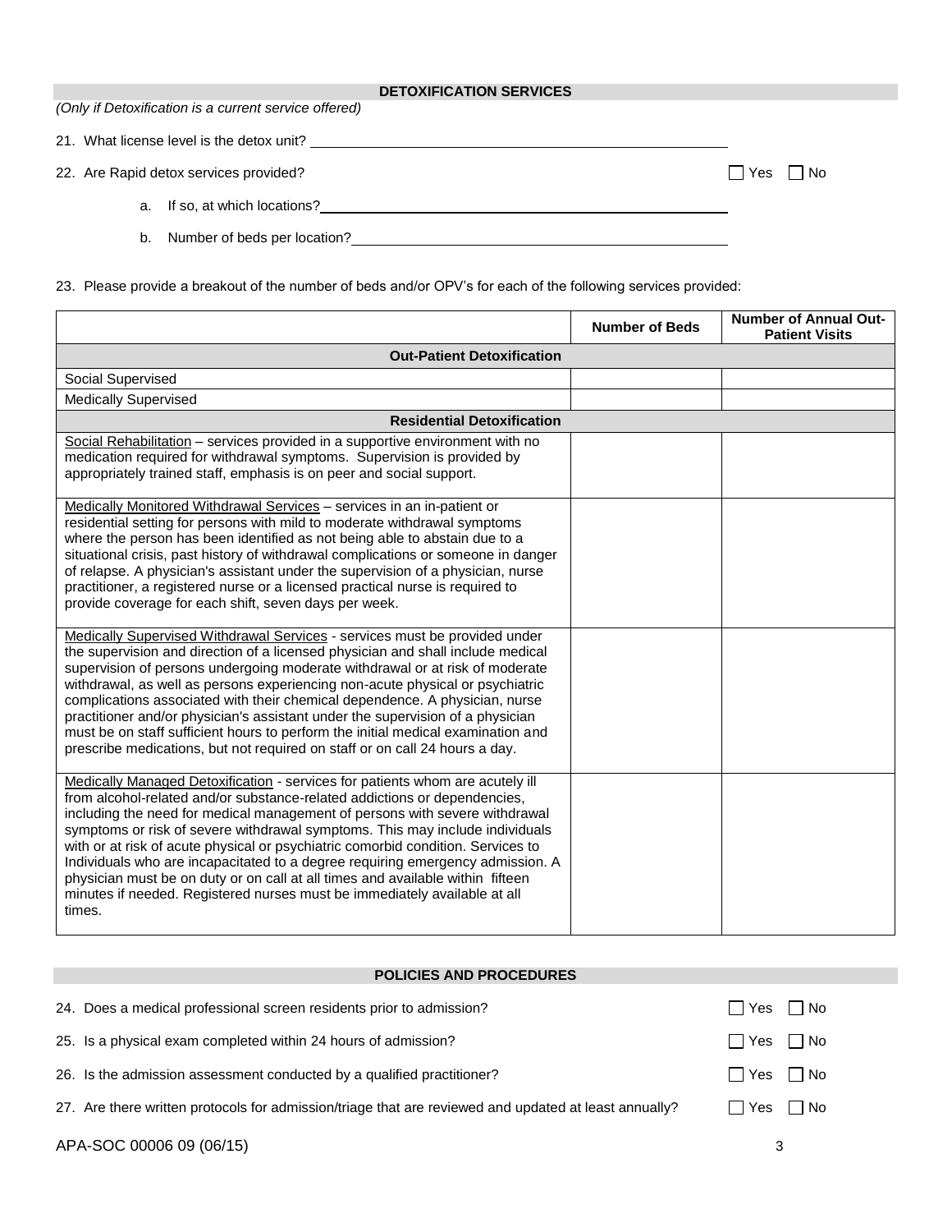## DETOXIFICATION SERVICES

*(Only if Detoxification is a current service offered)*

21. What license level is the detox unit? ______________________________

22. Are Rapid detox services provided? ☐ Yes ☐ No

    a. If so, at which locations? ______________________________

    b. Number of beds per location? ______________________________

23. Please provide a breakout of the number of beds and/or OPV's for each of the following services provided:

| | Number of Beds | Number of Annual Out-Patient Visits |
|---|---|---|
| **Out-Patient Detoxification** | | |
| Social Supervised | | |
| Medically Supervised | | |
| **Residential Detoxification** | | |
| Social Rehabilitation – services provided in a supportive environment with no medication required for withdrawal symptoms. Supervision is provided by appropriately trained staff, emphasis is on peer and social support. | | |
| Medically Monitored Withdrawal Services – services in an in-patient or residential setting for persons with mild to moderate withdrawal symptoms where the person has been identified as not being able to abstain due to a situational crisis, past history of withdrawal complications or someone in danger of relapse. A physician's assistant under the supervision of a physician, nurse practitioner, a registered nurse or a licensed practical nurse is required to provide coverage for each shift, seven days per week. | | |
| Medically Supervised Withdrawal Services - services must be provided under the supervision and direction of a licensed physician and shall include medical supervision of persons undergoing moderate withdrawal or at risk of moderate withdrawal, as well as persons experiencing non-acute physical or psychiatric complications associated with their chemical dependence. A physician, nurse practitioner and/or physician's assistant under the supervision of a physician must be on staff sufficient hours to perform the initial medical examination and prescribe medications, but not required on staff or on call 24 hours a day. | | |
| Medically Managed Detoxification - services for patients whom are acutely ill from alcohol-related and/or substance-related addictions or dependencies, including the need for medical management of persons with severe withdrawal symptoms or risk of severe withdrawal symptoms. This may include individuals with or at risk of acute physical or psychiatric comorbid condition. Services to Individuals who are incapacitated to a degree requiring emergency admission. A physician must be on duty or on call at all times and available within fifteen minutes if needed. Registered nurses must be immediately available at all times. | | |

## POLICIES AND PROCEDURES

24. Does a medical professional screen residents prior to admission? ☐ Yes ☐ No

25. Is a physical exam completed within 24 hours of admission? ☐ Yes ☐ No

26. Is the admission assessment conducted by a qualified practitioner? ☐ Yes ☐ No

27. Are there written protocols for admission/triage that are reviewed and updated at least annually? ☐ Yes ☐ No

APA-SOC 00006 09 (06/15)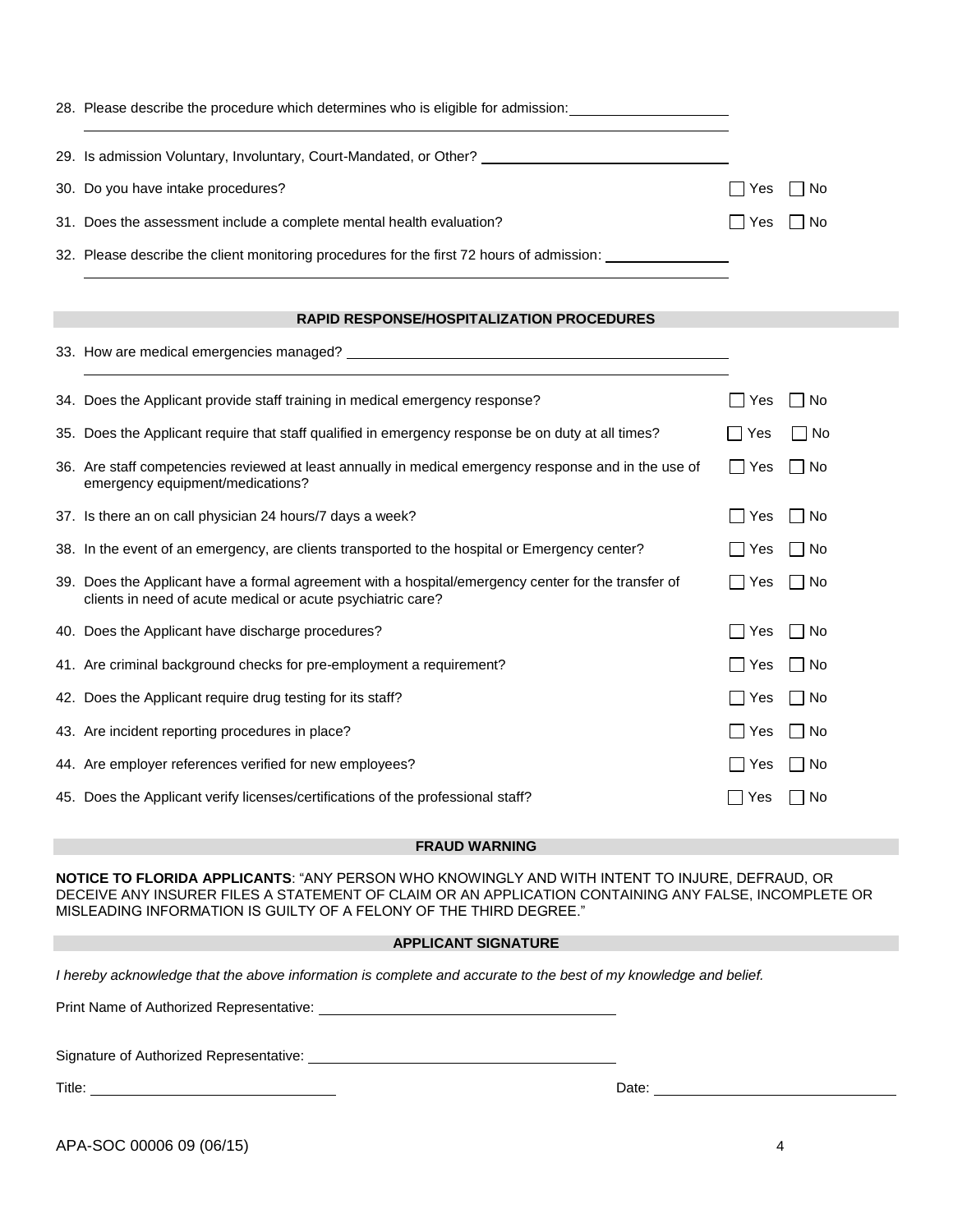28. Please describe the procedure which determines who is eligible for admission: ____________________

______________________________________________________________________________

29. Is admission Voluntary, Involuntary, Court-Mandated, or Other? ______________________________

30. Do you have intake procedures? ☐ Yes ☐ No

31. Does the assessment include a complete mental health evaluation? ☐ Yes ☐ No

32. Please describe the client monitoring procedures for the first 72 hours of admission: _______________

______________________________________________________________________________

## RAPID RESPONSE/HOSPITALIZATION PROCEDURES

33. How are medical emergencies managed? ______________________________________________

______________________________________________________________________________

34. Does the Applicant provide staff training in medical emergency response? ☐ Yes ☐ No

35. Does the Applicant require that staff qualified in emergency response be on duty at all times? ☐ Yes ☐ No

36. Are staff competencies reviewed at least annually in medical emergency response and in the use of emergency equipment/medications? ☐ Yes ☐ No

37. Is there an on call physician 24 hours/7 days a week? ☐ Yes ☐ No

38. In the event of an emergency, are clients transported to the hospital or Emergency center? ☐ Yes ☐ No

39. Does the Applicant have a formal agreement with a hospital/emergency center for the transfer of clients in need of acute medical or acute psychiatric care? ☐ Yes ☐ No

40. Does the Applicant have discharge procedures? ☐ Yes ☐ No

41. Are criminal background checks for pre-employment a requirement? ☐ Yes ☐ No

42. Does the Applicant require drug testing for its staff? ☐ Yes ☐ No

43. Are incident reporting procedures in place? ☐ Yes ☐ No

44. Are employer references verified for new employees? ☐ Yes ☐ No

45. Does the Applicant verify licenses/certifications of the professional staff? ☐ Yes ☐ No

## FRAUD WARNING

**NOTICE TO FLORIDA APPLICANTS**: "ANY PERSON WHO KNOWINGLY AND WITH INTENT TO INJURE, DEFRAUD, OR DECEIVE ANY INSURER FILES A STATEMENT OF CLAIM OR AN APPLICATION CONTAINING ANY FALSE, INCOMPLETE OR MISLEADING INFORMATION IS GUILTY OF A FELONY OF THE THIRD DEGREE."

## APPLICANT SIGNATURE

*I hereby acknowledge that the above information is complete and accurate to the best of my knowledge and belief.*

Print Name of Authorized Representative: ______________________________

Signature of Authorized Representative: ______________________________

Title: ________________________ Date: ________________________

APA-SOC 00006 09 (06/15)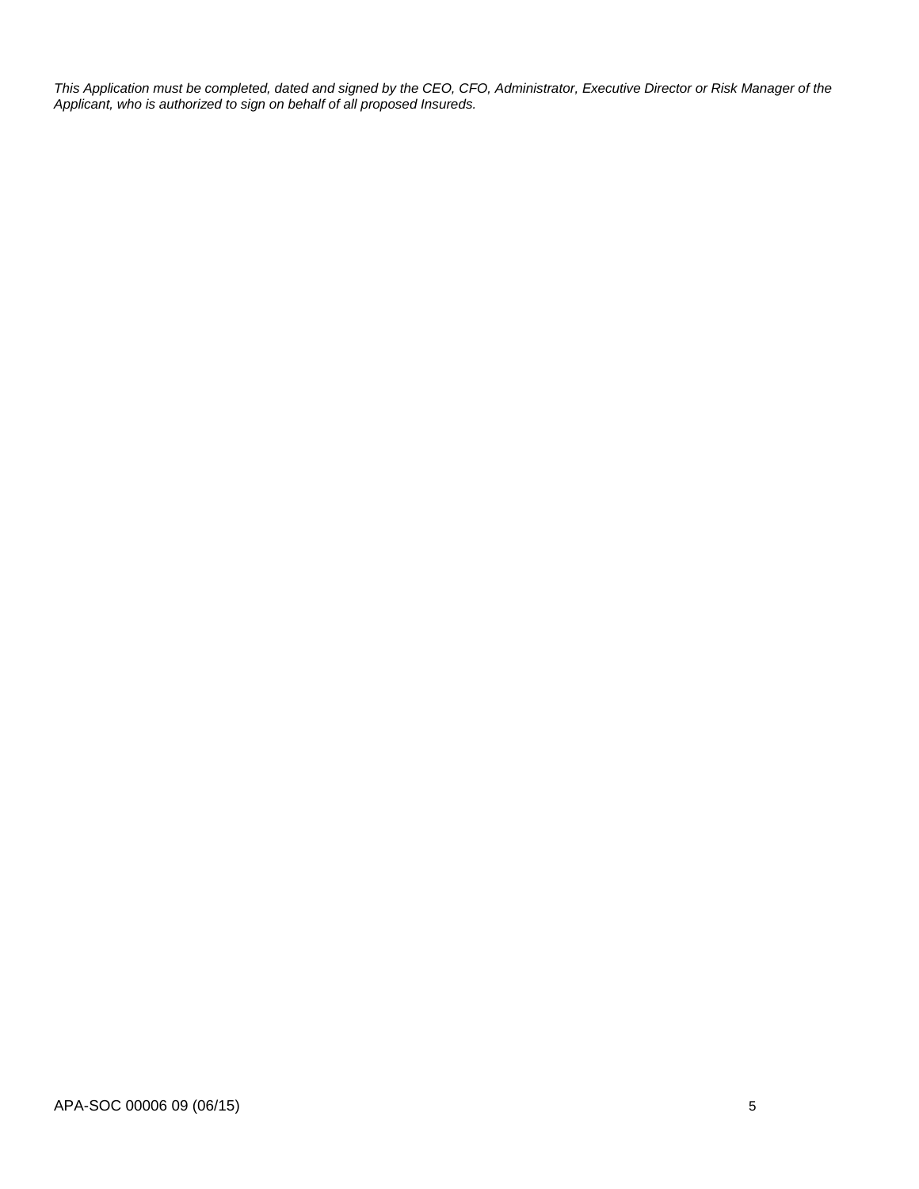*This Application must be completed, dated and signed by the CEO, CFO, Administrator, Executive Director or Risk Manager of the Applicant, who is authorized to sign on behalf of all proposed Insureds.*